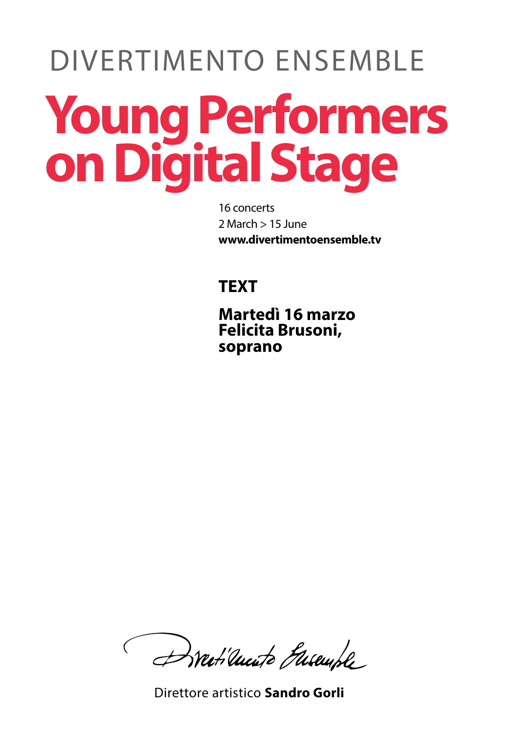DIVERTIMENTO ENSEMBLE

# Young Performers on Digital Stage

16 concerts
2 March > 15 June
**www.divertimentoensemble.tv**

## TEXT

**Martedì 16 marzo**
**Felicita Brusoni, soprano**

Divertimento Ensemble

Direttore artistico **Sandro Gorli**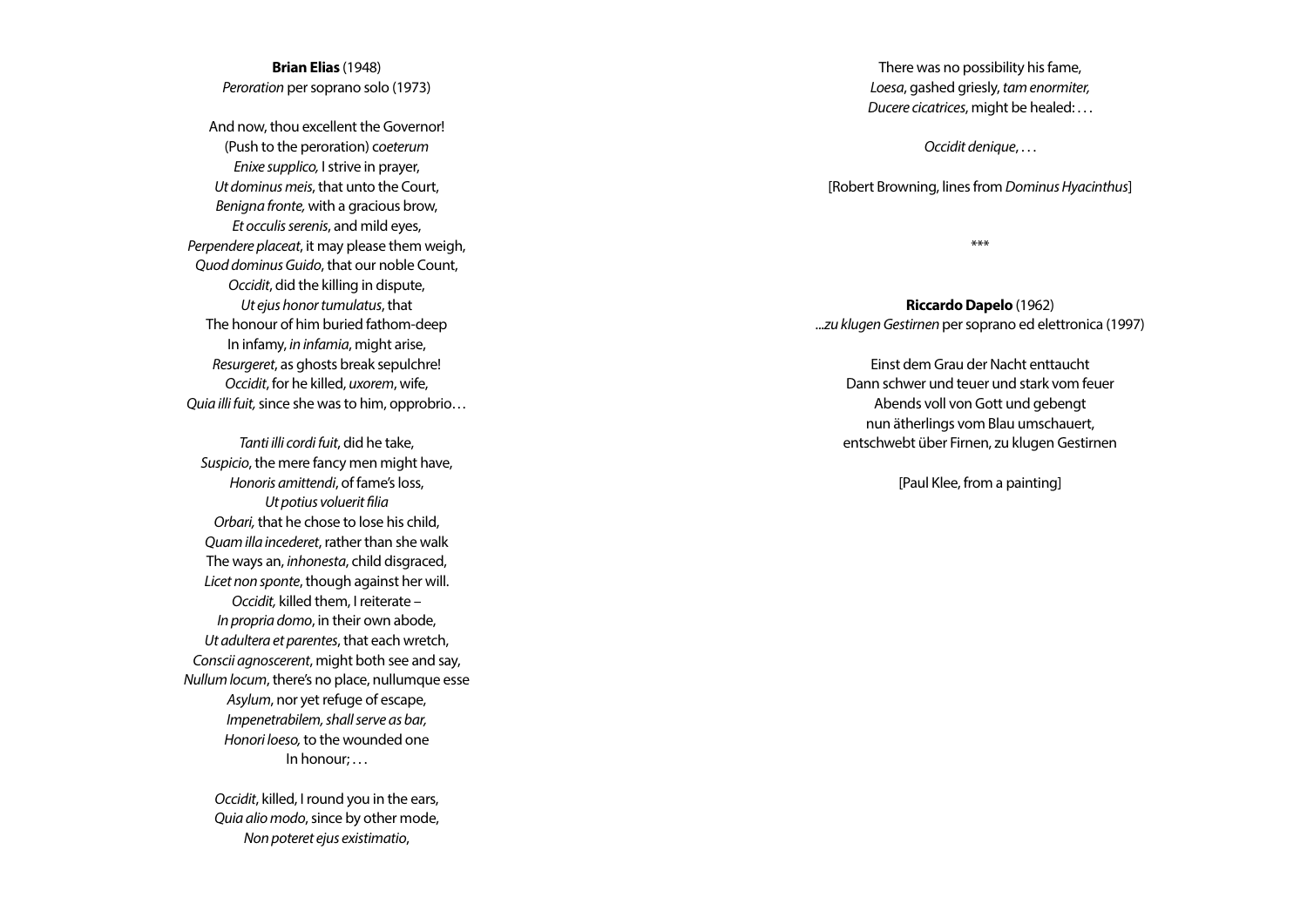**Brian Elias** (1948)
*Peroration* per soprano solo (1973)

And now, thou excellent the Governor!
(Push to the peroration) *coeterum*
*Enixe supplico,* I strive in prayer,
*Ut dominus meis*, that unto the Court,
*Benigna fronte,* with a gracious brow,
*Et occulis serenis*, and mild eyes,
*Perpendere placeat*, it may please them weigh,
*Quod dominus Guido*, that our noble Count,
*Occidit*, did the killing in dispute,
*Ut ejus honor tumulatus*, that
The honour of him buried fathom-deep
In infamy, *in infamia*, might arise,
*Resurgeret*, as ghosts break sepulchre!
*Occidit*, for he killed, *uxorem*, wife,
*Quia illi fuit,* since she was to him, opprobrio…

*Tanti illi cordi fuit*, did he take,
*Suspicio*, the mere fancy men might have,
*Honoris amittendi*, of fame's loss,
*Ut potius voluerit filia*
*Orbari,* that he chose to lose his child,
*Quam illa incederet*, rather than she walk
The ways an, *inhonesta*, child disgraced,
*Licet non sponte*, though against her will.
*Occidit,* killed them, I reiterate –
*In propria domo*, in their own abode,
*Ut adultera et parentes*, that each wretch,
*Conscii agnoscerent*, might both see and say,
*Nullum locum*, there's no place, nullumque esse
*Asylum*, nor yet refuge of escape,
*Impenetrabilem, shall serve as bar,*
*Honori loeso,* to the wounded one
In honour; . . .

*Occidit*, killed, I round you in the ears,
*Quia alio modo*, since by other mode,
*Non poteret ejus existimatio*,
There was no possibility his fame,
*Loesa*, gashed griesly, *tam enormiter,*
*Ducere cicatrices*, might be healed: . . .

*Occidit denique*, . . .

[Robert Browning, lines from *Dominus Hyacinthus*]

***

**Riccardo Dapelo** (1962)
...*zu klugen Gestirnen* per soprano ed elettronica (1997)

Einst dem Grau der Nacht enttaucht
Dann schwer und teuer und stark vom feuer
Abends voll von Gott und gebengt
nun ätherlings vom Blau umschauert,
entschwebt über Firnen, zu klugen Gestirnen

[Paul Klee, from a painting]